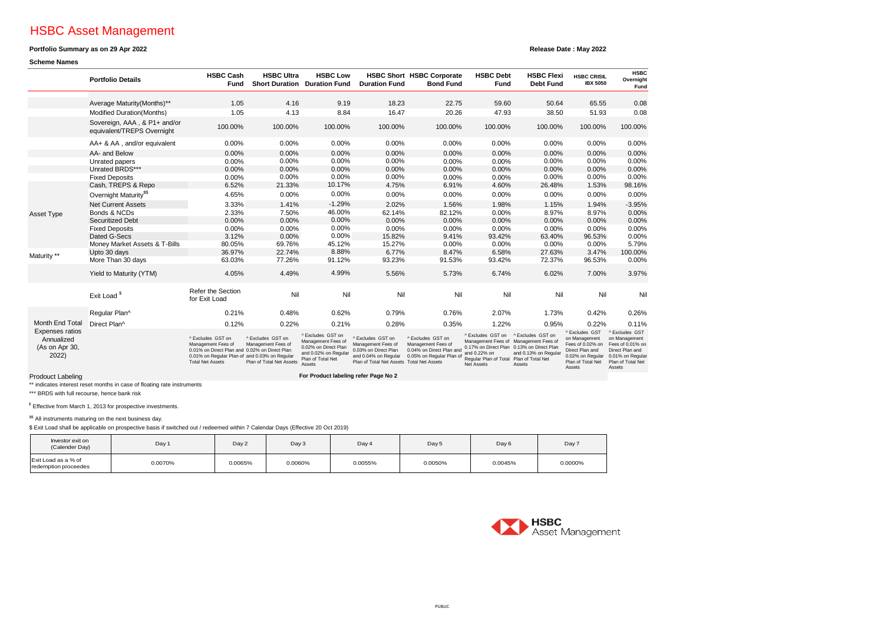# HSBC Asset Management

**Portfolio Summary as on 29 Apr 2022**

**Release Date : May 2022**

**Scheme Names**

| | Portfolio Details | HSBC Cash Fund | HSBC Ultra Short Duration | HSBC Low Duration Fund | HSBC Short Duration Fund | HSBC Corporate Bond Fund | HSBC Debt Fund | HSBC Flexi Debt Fund | HSBC CRISIL IBX 5050 | HSBC Overnight Fund |
|---|---|---|---|---|---|---|---|---|---|---|
| | Average Maturity(Months)** | 1.05 | 4.16 | 9.19 | 18.23 | 22.75 | 59.60 | 50.64 | 65.55 | 0.08 |
| | Modified Duration(Months) | 1.05 | 4.13 | 8.84 | 16.47 | 20.26 | 47.93 | 38.50 | 51.93 | 0.08 |
| | Sovereign, AAA , & P1+ and/or equivalent/TREPS Overnight | 100.00% | 100.00% | 100.00% | 100.00% | 100.00% | 100.00% | 100.00% | 100.00% | 100.00% |
| | AA+ & AA , and/or equivalent | 0.00% | 0.00% | 0.00% | 0.00% | 0.00% | 0.00% | 0.00% | 0.00% | 0.00% |
| | AA- and Below | 0.00% | 0.00% | 0.00% | 0.00% | 0.00% | 0.00% | 0.00% | 0.00% | 0.00% |
| | Unrated papers | 0.00% | 0.00% | 0.00% | 0.00% | 0.00% | 0.00% | 0.00% | 0.00% | 0.00% |
| | Unrated BRDS*** | 0.00% | 0.00% | 0.00% | 0.00% | 0.00% | 0.00% | 0.00% | 0.00% | 0.00% |
| | Fixed Deposits | 0.00% | 0.00% | 0.00% | 0.00% | 0.00% | 0.00% | 0.00% | 0.00% | 0.00% |
| Asset Type | Cash, TREPS & Repo | 6.52% | 21.33% | 10.17% | 4.75% | 6.91% | 4.60% | 26.48% | 1.53% | 98.16% |
| | Overnight Maturity[$$] | 4.65% | 0.00% | 0.00% | 0.00% | 0.00% | 0.00% | 0.00% | 0.00% | 0.00% |
| | Net Current Assets | 3.33% | 1.41% | -1.29% | 2.02% | 1.56% | 1.98% | 1.15% | 1.94% | -3.95% |
| | Bonds & NCDs | 2.33% | 7.50% | 46.00% | 62.14% | 82.12% | 0.00% | 8.97% | 8.97% | 0.00% |
| | Securitized Debt | 0.00% | 0.00% | 0.00% | 0.00% | 0.00% | 0.00% | 0.00% | 0.00% | 0.00% |
| | Fixed Deposits | 0.00% | 0.00% | 0.00% | 0.00% | 0.00% | 0.00% | 0.00% | 0.00% | 0.00% |
| | Dated G-Secs | 3.12% | 0.00% | 0.00% | 15.82% | 9.41% | 93.42% | 63.40% | 96.53% | 0.00% |
| | Money Market Assets & T-Bills | 80.05% | 69.76% | 45.12% | 15.27% | 0.00% | 0.00% | 0.00% | 0.00% | 5.79% |
| Maturity ** | Upto 30 days | 36.97% | 22.74% | 8.88% | 6.77% | 8.47% | 6.58% | 27.63% | 3.47% | 100.00% |
| | More Than 30 days | 63.03% | 77.26% | 91.12% | 93.23% | 91.53% | 93.42% | 72.37% | 96.53% | 0.00% |
| | Yield to Maturity (YTM) | 4.05% | 4.49% | 4.99% | 5.56% | 5.73% | 6.74% | 6.02% | 7.00% | 3.97% |
| | Exit Load [$] | Refer the Section for Exit Load | Nil | Nil | Nil | Nil | Nil | Nil | Nil | Nil |
| Month End Total Expenses ratios Annualized (As on Apr 30, 2022) | Regular Plan^ | 0.21% | 0.48% | 0.62% | 0.79% | 0.76% | 2.07% | 1.73% | 0.42% | 0.26% |
| | Direct Plan^ | 0.12% | 0.22% | 0.21% | 0.28% | 0.35% | 1.22% | 0.95% | 0.22% | 0.11% |
| | | ^ Excludes GST on Management Fees of 0.01% on Direct Plan and 0.01% on Regular Plan of Total Net Assets | ^ Excludes GST on Management Fees of 0.02% on Direct Plan and 0.03% on Regular Plan of Total Net Assets | ^ Excludes GST on Management Fees of 0.02% on Direct Plan and 0.02% on Regular Plan of Total Net Assets | ^ Excludes GST on Management Fees of 0.03% on Direct Plan and 0.04% on Regular Plan of Total Net Assets | ^ Excludes GST on Management Fees of 0.04% on Direct Plan and 0.05% on Regular Plan of Total Net Assets | ^ Excludes GST on Management Fees of 0.17% on Direct Plan and 0.22% on Regular Plan of Total Net Assets | ^ Excludes GST on Management Fees of 0.13% on Direct Plan and 0.13% on Regular Plan of Total Net Assets | ^ Excludes GST on Management Fees of 0.02% on Direct Plan and 0.02% on Regular Plan of Total Net Assets | ^ Excludes GST on Management Fees of 0.01% on Direct Plan and 0.01% on Regular Plan of Total Net Assets |
| Prodouct Labeling | | For Product labeling refer Page No 2 | | | | | | | | |

** indicates interest reset months in case of floating rate instruments

*** BRDS with full recourse, hence bank risk

[$] Effective from March 1, 2013 for prospective investments.

[$$] All instruments maturing on the next business day.

$ Exit Load shall be applicable on prospective basis if switched out / redeemed within 7 Calendar Days (Effective 20 Oct 2019)

| Investor exit on (Calender Day) | Day 1 | Day 2 | Day 3 | Day 4 | Day 5 | Day 6 | Day 7 |
|---|---|---|---|---|---|---|---|
| Exit Load as a % of redemption proceedes | 0.0070% | 0.0065% | 0.0060% | 0.0055% | 0.0050% | 0.0045% | 0.0000% |

HSBC Asset Management

PUBLIC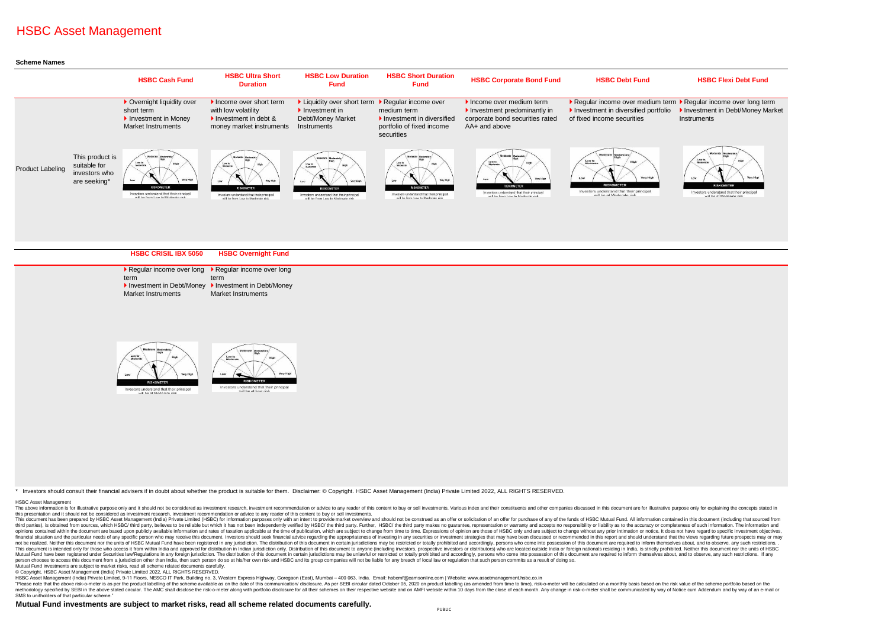# HSBC Asset Management

**Scheme Names**

| | | HSBC Cash Fund | HSBC Ultra Short Duration | HSBC Low Duration Fund | HSBC Short Duration Fund | HSBC Corporate Bond Fund | HSBC Debt Fund | HSBC Flexi Debt Fund |
|---|---|---|---|---|---|---|---|---|
| Product Labeling | This product is suitable for investors who are seeking* | ▸ Overnight liquidity over short term<br>▸ Investment in Money Market Instruments | ▸ Income over short term with low volatility<br>▸ Investment in debt & money market instruments | ▸ Liquidity over short term<br>▸ Investment in Debt/Money Market Instruments | ▸ Regular income over medium term<br>▸ Investment in diversified portfolio of fixed income securities | ▸ Income over medium term<br>▸ Investment predominantly in corporate bond securities rated AA+ and above | ▸ Regular income over medium term<br>▸ Investment in diversified portfolio of fixed income securities | ▸ Regular income over long term<br>▸ Investment in Debt/Money Market Instruments |
| | | RISKOMETER: Investors understand that their principal will be from Low to Moderate risk | RISKOMETER: Investors understand that their principal will be from Low to Moderate risk | RISKOMETER: Investors understand that their principal will be from Low to Moderate risk | RISKOMETER: Investors understand that their principal will be from Low to Moderate risk | RISKOMETER: Investors understand that their principal will be from Low to Moderate risk | RISKOMETER: Investors understand that their principal will be at Moderate risk | RISKOMETER: Investors understand that their principal will be at Moderate risk |

| HSBC CRISIL IBX 5050 | HSBC Overnight Fund |
|---|---|
| ▸ Regular income over long term<br>▸ Investment in Debt/Money Market Instruments | ▸ Regular income over long term<br>▸ Investment in Debt/Money Market Instruments |
| RISKOMETER: Investors understand that their principal will be at Moderate risk | RISKOMETER: Investors understand that their principal will be at Low risk |

\* Investors should consult their financial advisers if in doubt about whether the product is suitable for them. Disclaimer: © Copyright. HSBC Asset Management (India) Private Limited 2022, ALL RIGHTS RESERVED.

HSBC Asset Management

The above information is for illustrative purpose only and it should not be considered as investment research, investment recommendation or advice to any reader of this content to buy or sell investments. Various index and their constituents and other companies discussed in this document are for illustrative purpose only for explaining the concepts stated in this presentation and it should not be considered as investment research, investment recommendation or advice to any reader of this content to buy or sell investments.

This document has been prepared by HSBC Asset Management (India) Private Limited (HSBC) for information purposes only with an intent to provide market overview and should not be construed as an offer or solicitation of an offer for purchase of any of the funds of HSBC Mutual Fund. All information contained in this document (including that sourced from third parties), is obtained from sources, which HSBC/ third party, believes to be reliable but which it has not been independently verified by HSBC/ the third party. Further, HSBC/ the third party makes no guarantee, representation or warranty and accepts no responsibility or liability as to the accuracy or completeness of such information. The information and opinions contained within the document are based upon publicly available information and rates of taxation applicable at the time of publication, which are subject to change from time to time. Expressions of opinion are those of HSBC only and are subject to change without any prior intimation or notice. It does not have regard to specific investment objectives, financial situation and the particular needs of any specific person who may receive this document. Investors should seek financial advice regarding the appropriateness of investing in any securities or investment strategies that may have been discussed or recommended in this report and should understand that the views regarding future prospects may or may not be realized. Neither this document nor the units of HSBC Mutual Fund have been registered in any jurisdiction. The distribution of this document in certain jurisdictions may be restricted or totally prohibited and accordingly, persons who come into possession of this document are required to inform themselves about, and to observe, any such restrictions.

This document is intended only for those who access it from within India and approved for distribution in Indian jurisdiction only. Distribution of this document to anyone (including investors, prospective investors or distributors) who are located outside India or foreign nationals residing in India, is strictly prohibited. Neither this document nor the units of HSBC Mutual Fund have been registered under Securities law/Regulations in any foreign jurisdiction. The distribution of this document in certain jurisdictions may be unlawful or restricted or totally prohibited and accordingly, persons who come into possession of this document are required to inform themselves about, and to observe, any such restrictions. If any person chooses to access this document from a jurisdiction other than India, then such person do so at his/her own risk and HSBC and its group companies will not be liable for any breach of local law or regulation that such person commits as a result of doing so.

Mutual Fund investments are subject to market risks, read all scheme related documents carefully.

© Copyright. HSBC Asset Management (India) Private Limited 2022, ALL RIGHTS RESERVED.

HSBC Asset Management (India) Private Limited, 9-11 Floors, NESCO IT Park, Building no. 3, Western Express Highway, Goregaon (East), Mumbai – 400 063, India. Email: hsbcmf@camsonline.com | Website: www.assetmanagement.hsbc.co.in

"Please note that the above risk-o-meter is as per the product labelling of the scheme available as on the date of this communication/ disclosure. As per SEBI circular dated October 05, 2020 on product labelling (as amended from time to time), risk-o-meter will be calculated on a monthly basis based on the risk value of the scheme portfolio based on the methodology specified by SEBI in the above stated circular. The AMC shall disclose the risk-o-meter along with portfolio disclosure for all their schemes on their respective website and on AMFI website within 10 days from the close of each month. Any change in risk-o-meter shall be communicated by way of Notice cum Addendum and by way of an e-mail or SMS to unitholders of that particular scheme."

**Mutual Fund investments are subject to market risks, read all scheme related documents carefully.**

PUBLIC